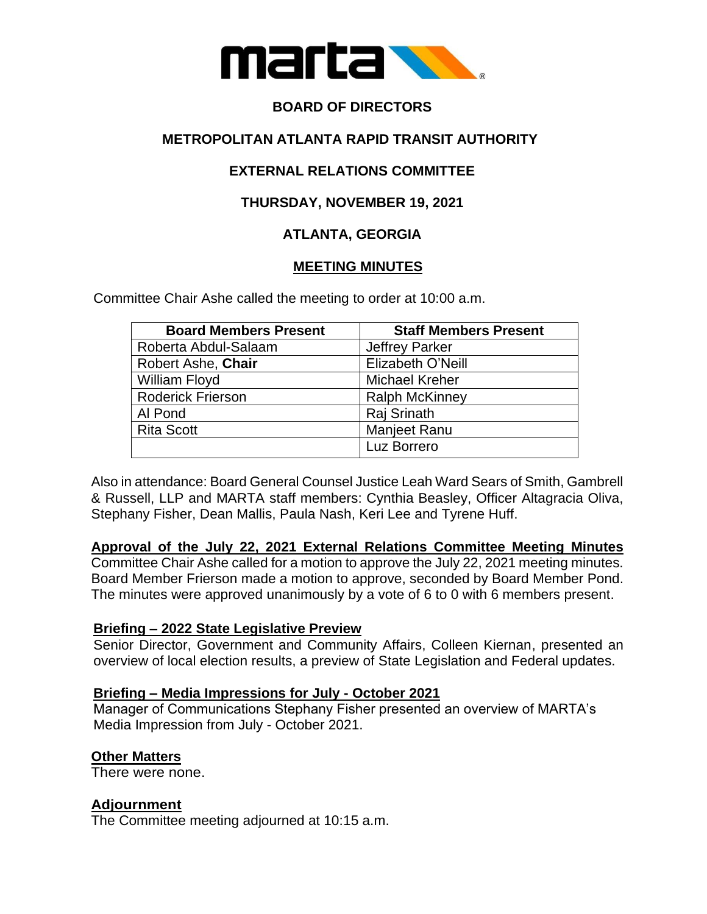# BOARD OF DIRECTORS

## METROPOLITAN ATLANTA RAPID TRANSIT AUTHORITY

## EXTERNAL RELATIONS COMMITTEE

## THURSDAY, NOVEMBER 19, 2021

## ATLANTA, GEORGIA

## MEETING MINUTES

Committee Chair Ashe called the meeting to order at 10:00 a.m.

| Board Members Present | Staff Members Present |
|---|---|
| Roberta Abdul-Salaam | Jeffrey Parker |
| Robert Ashe, **Chair** | Elizabeth O'Neill |
| William Floyd | Michael Kreher |
| Roderick Frierson | Ralph McKinney |
| Al Pond | Raj Srinath |
| Rita Scott | Manjeet Ranu |
| | Luz Borrero |

Also in attendance: Board General Counsel Justice Leah Ward Sears of Smith, Gambrell & Russell, LLP and MARTA staff members: Cynthia Beasley, Officer Altagracia Oliva, Stephany Fisher, Dean Mallis, Paula Nash, Keri Lee and Tyrene Huff.

**Approval of the July 22, 2021 External Relations Committee Meeting Minutes**

Committee Chair Ashe called for a motion to approve the July 22, 2021 meeting minutes. Board Member Frierson made a motion to approve, seconded by Board Member Pond. The minutes were approved unanimously by a vote of 6 to 0 with 6 members present.

**Briefing – 2022 State Legislative Preview**

Senior Director, Government and Community Affairs, Colleen Kiernan, presented an overview of local election results, a preview of State Legislation and Federal updates.

**Briefing – Media Impressions for July - October 2021**

Manager of Communications Stephany Fisher presented an overview of MARTA's Media Impression from July - October 2021.

**Other Matters**

There were none.

**Adjournment**

The Committee meeting adjourned at 10:15 a.m.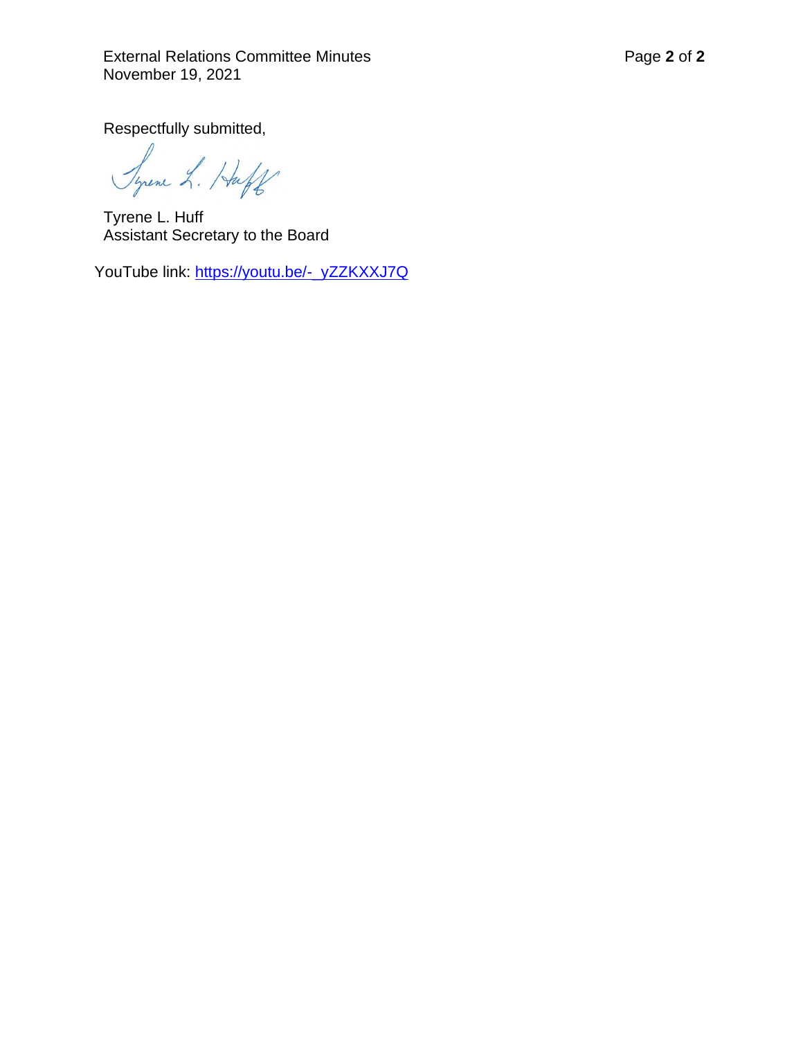Respectfully submitted,

Tyrene L. Huff
Assistant Secretary to the Board

YouTube link: [https://youtu.be/-_yZZKXXJ7Q](https://youtu.be/-_yZZKXXJ7Q)